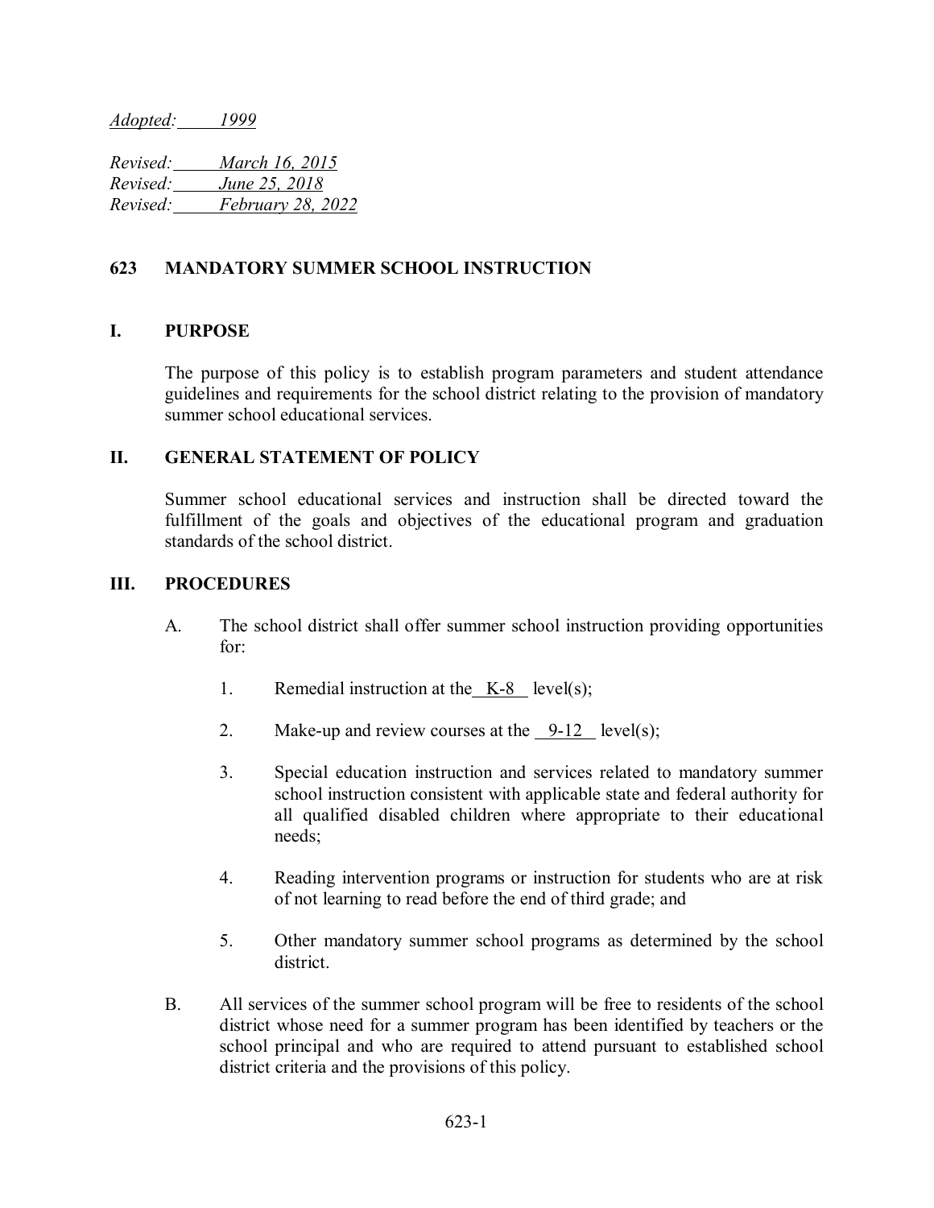*Adopted: 1999*

*Revised: March 16, 2015*
*Revised: June 25, 2018*
*Revised: February 28, 2022*

# 623 MANDATORY SUMMER SCHOOL INSTRUCTION

## I. PURPOSE

The purpose of this policy is to establish program parameters and student attendance guidelines and requirements for the school district relating to the provision of mandatory summer school educational services.

## II. GENERAL STATEMENT OF POLICY

Summer school educational services and instruction shall be directed toward the fulfillment of the goals and objectives of the educational program and graduation standards of the school district.

## III. PROCEDURES

A. The school district shall offer summer school instruction providing opportunities for:

1. Remedial instruction at the K-8 level(s);

2. Make-up and review courses at the 9-12 level(s);

3. Special education instruction and services related to mandatory summer school instruction consistent with applicable state and federal authority for all qualified disabled children where appropriate to their educational needs;

4. Reading intervention programs or instruction for students who are at risk of not learning to read before the end of third grade; and

5. Other mandatory summer school programs as determined by the school district.

B. All services of the summer school program will be free to residents of the school district whose need for a summer program has been identified by teachers or the school principal and who are required to attend pursuant to established school district criteria and the provisions of this policy.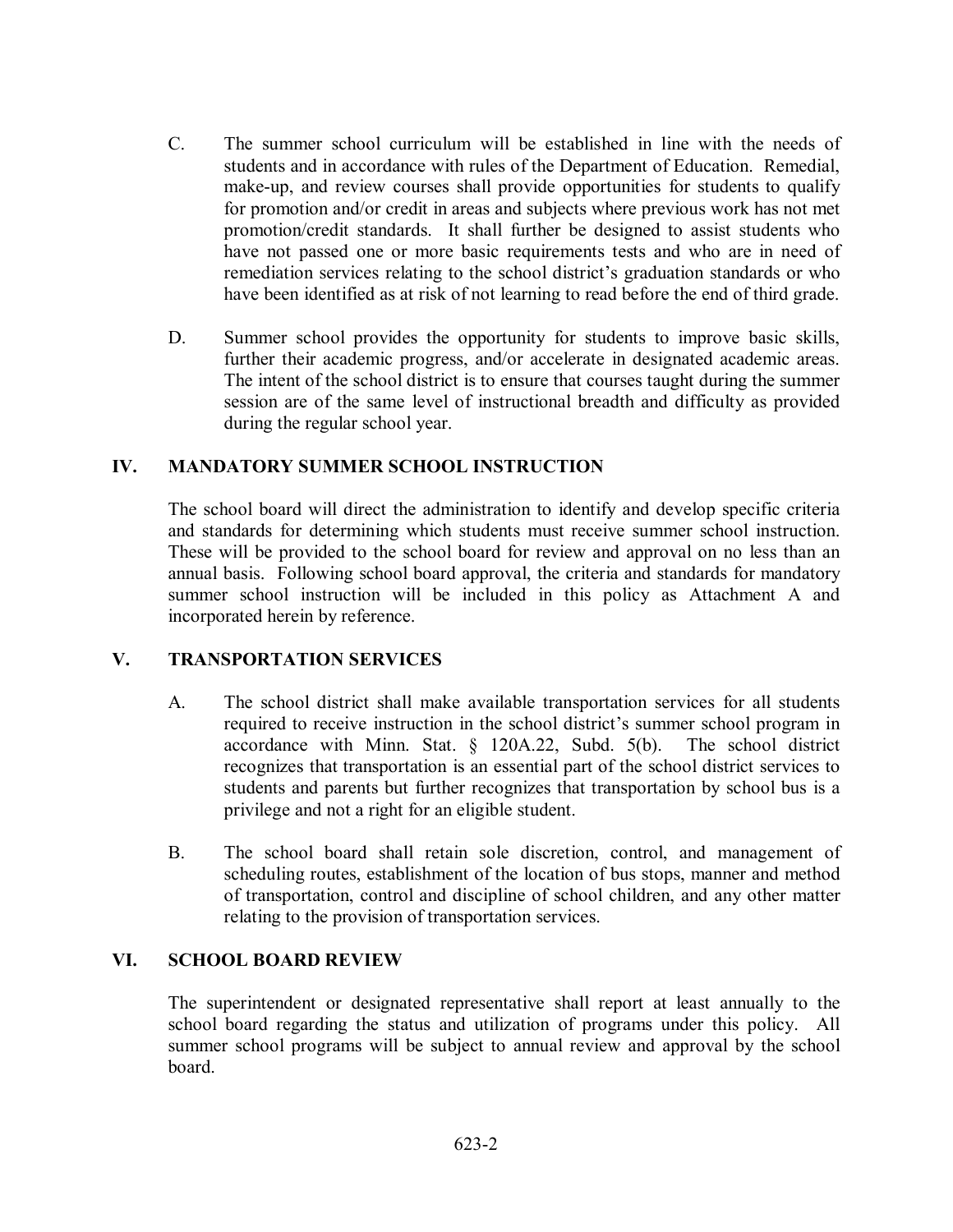C. The summer school curriculum will be established in line with the needs of students and in accordance with rules of the Department of Education. Remedial, make-up, and review courses shall provide opportunities for students to qualify for promotion and/or credit in areas and subjects where previous work has not met promotion/credit standards. It shall further be designed to assist students who have not passed one or more basic requirements tests and who are in need of remediation services relating to the school district's graduation standards or who have been identified as at risk of not learning to read before the end of third grade.

D. Summer school provides the opportunity for students to improve basic skills, further their academic progress, and/or accelerate in designated academic areas. The intent of the school district is to ensure that courses taught during the summer session are of the same level of instructional breadth and difficulty as provided during the regular school year.

## IV. MANDATORY SUMMER SCHOOL INSTRUCTION

The school board will direct the administration to identify and develop specific criteria and standards for determining which students must receive summer school instruction. These will be provided to the school board for review and approval on no less than an annual basis. Following school board approval, the criteria and standards for mandatory summer school instruction will be included in this policy as Attachment A and incorporated herein by reference.

## V. TRANSPORTATION SERVICES

A. The school district shall make available transportation services for all students required to receive instruction in the school district's summer school program in accordance with Minn. Stat. § 120A.22, Subd. 5(b). The school district recognizes that transportation is an essential part of the school district services to students and parents but further recognizes that transportation by school bus is a privilege and not a right for an eligible student.

B. The school board shall retain sole discretion, control, and management of scheduling routes, establishment of the location of bus stops, manner and method of transportation, control and discipline of school children, and any other matter relating to the provision of transportation services.

## VI. SCHOOL BOARD REVIEW

The superintendent or designated representative shall report at least annually to the school board regarding the status and utilization of programs under this policy. All summer school programs will be subject to annual review and approval by the school board.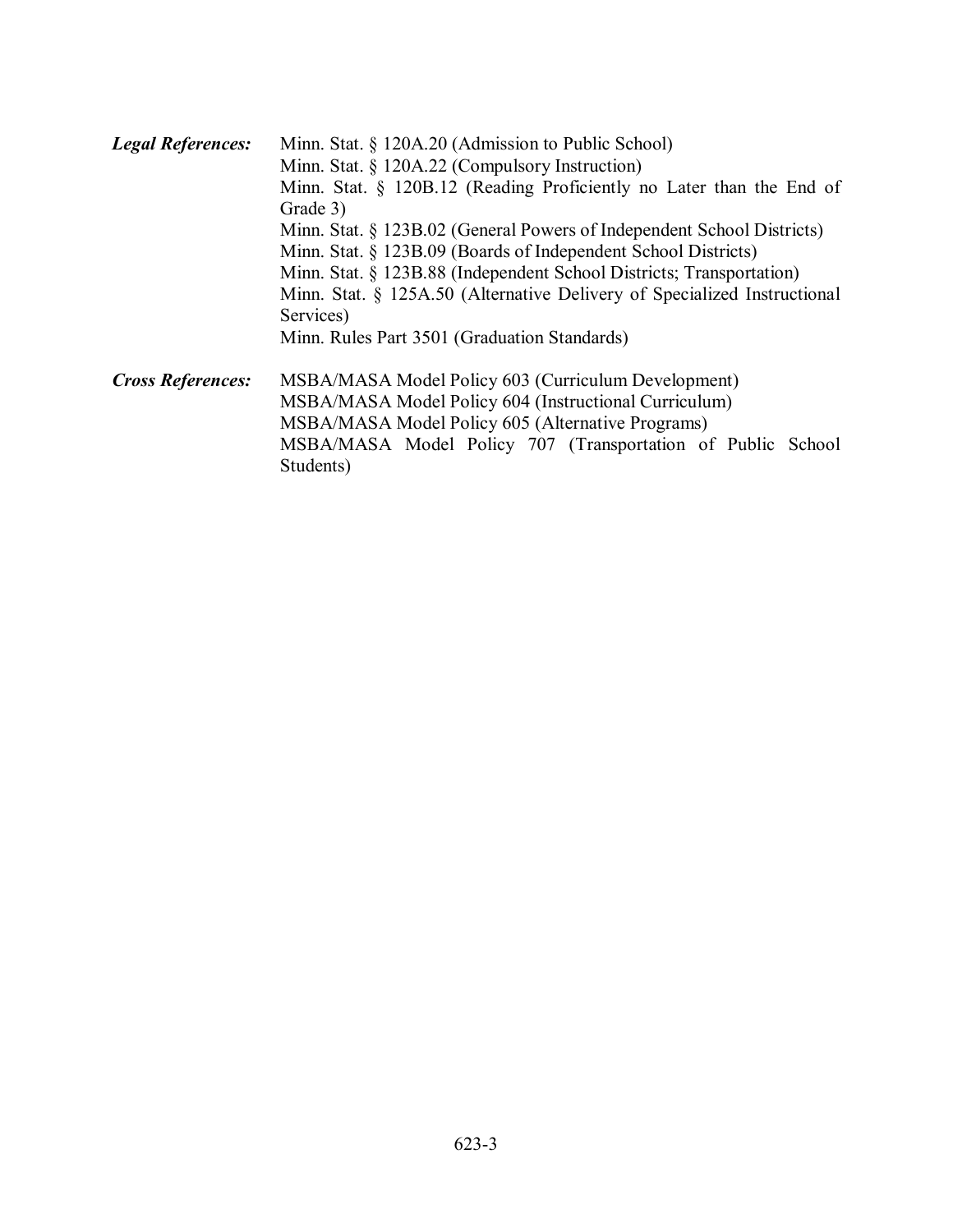***Legal References:*** Minn. Stat. § 120A.20 (Admission to Public School)
Minn. Stat. § 120A.22 (Compulsory Instruction)
Minn. Stat. § 120B.12 (Reading Proficiently no Later than the End of Grade 3)
Minn. Stat. § 123B.02 (General Powers of Independent School Districts)
Minn. Stat. § 123B.09 (Boards of Independent School Districts)
Minn. Stat. § 123B.88 (Independent School Districts; Transportation)
Minn. Stat. § 125A.50 (Alternative Delivery of Specialized Instructional Services)
Minn. Rules Part 3501 (Graduation Standards)

***Cross References:*** MSBA/MASA Model Policy 603 (Curriculum Development)
MSBA/MASA Model Policy 604 (Instructional Curriculum)
MSBA/MASA Model Policy 605 (Alternative Programs)
MSBA/MASA Model Policy 707 (Transportation of Public School Students)